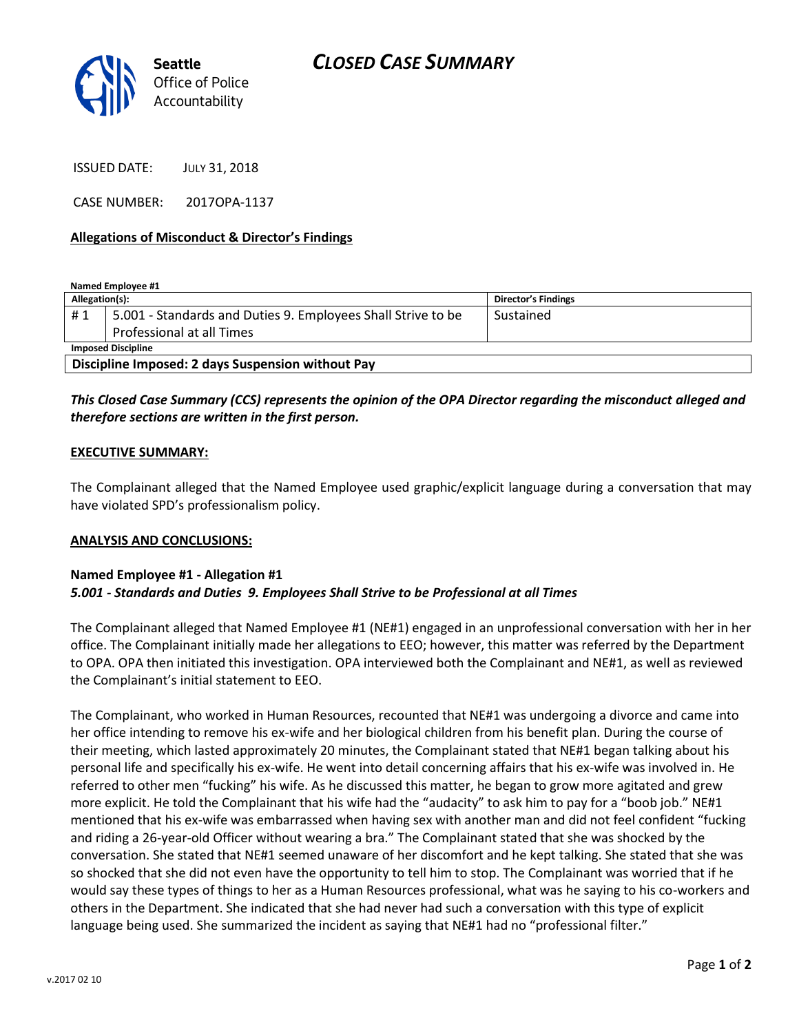**Seattle** Office of Police Accountability

# *CLOSED CASE SUMMARY*

ISSUED DATE: JULY 31, 2018

CASE NUMBER: 2017OPA-1137

**Allegations of Misconduct & Director's Findings**

**Named Employee #1**

| Allegation(s): | | Director's Findings |
|---|---|---|
| # 1 | 5.001 - Standards and Duties 9. Employees Shall Strive to be Professional at all Times | Sustained |
| **Imposed Discipline** | | |
| **Discipline Imposed: 2 days Suspension without Pay** | | |

***This Closed Case Summary (CCS) represents the opinion of the OPA Director regarding the misconduct alleged and therefore sections are written in the first person.***

**EXECUTIVE SUMMARY:**

The Complainant alleged that the Named Employee used graphic/explicit language during a conversation that may have violated SPD's professionalism policy.

**ANALYSIS AND CONCLUSIONS:**

**Named Employee #1 - Allegation #1**
***5.001 - Standards and Duties 9. Employees Shall Strive to be Professional at all Times***

The Complainant alleged that Named Employee #1 (NE#1) engaged in an unprofessional conversation with her in her office. The Complainant initially made her allegations to EEO; however, this matter was referred by the Department to OPA. OPA then initiated this investigation. OPA interviewed both the Complainant and NE#1, as well as reviewed the Complainant's initial statement to EEO.

The Complainant, who worked in Human Resources, recounted that NE#1 was undergoing a divorce and came into her office intending to remove his ex-wife and her biological children from his benefit plan. During the course of their meeting, which lasted approximately 20 minutes, the Complainant stated that NE#1 began talking about his personal life and specifically his ex-wife. He went into detail concerning affairs that his ex-wife was involved in. He referred to other men "fucking" his wife. As he discussed this matter, he began to grow more agitated and grew more explicit. He told the Complainant that his wife had the "audacity" to ask him to pay for a "boob job." NE#1 mentioned that his ex-wife was embarrassed when having sex with another man and did not feel confident "fucking and riding a 26-year-old Officer without wearing a bra." The Complainant stated that she was shocked by the conversation. She stated that NE#1 seemed unaware of her discomfort and he kept talking. She stated that she was so shocked that she did not even have the opportunity to tell him to stop. The Complainant was worried that if he would say these types of things to her as a Human Resources professional, what was he saying to his co-workers and others in the Department. She indicated that she had never had such a conversation with this type of explicit language being used. She summarized the incident as saying that NE#1 had no "professional filter."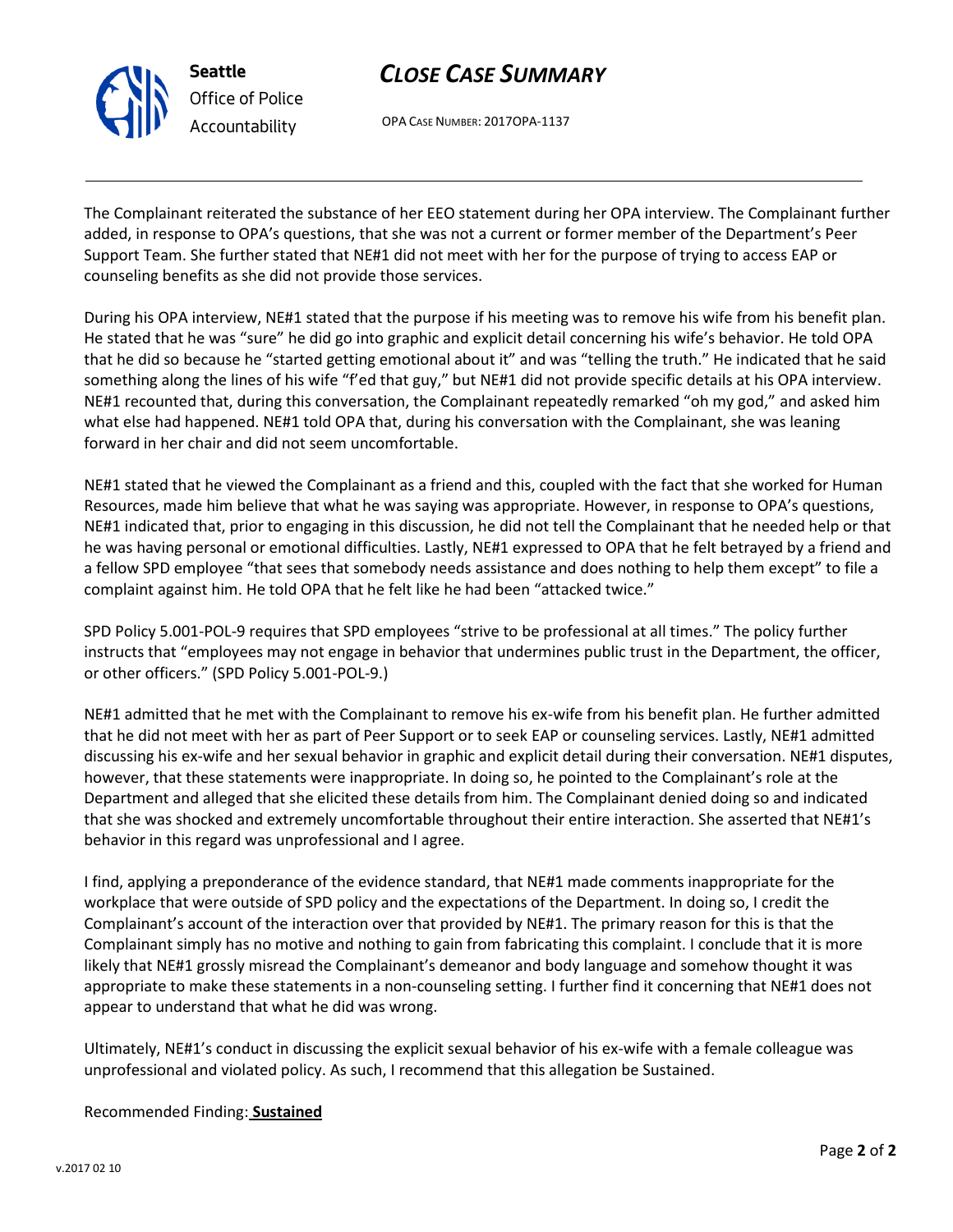The Complainant reiterated the substance of her EEO statement during her OPA interview. The Complainant further added, in response to OPA's questions, that she was not a current or former member of the Department's Peer Support Team. She further stated that NE#1 did not meet with her for the purpose of trying to access EAP or counseling benefits as she did not provide those services.

During his OPA interview, NE#1 stated that the purpose if his meeting was to remove his wife from his benefit plan. He stated that he was "sure" he did go into graphic and explicit detail concerning his wife's behavior. He told OPA that he did so because he "started getting emotional about it" and was "telling the truth." He indicated that he said something along the lines of his wife "f'ed that guy," but NE#1 did not provide specific details at his OPA interview. NE#1 recounted that, during this conversation, the Complainant repeatedly remarked "oh my god," and asked him what else had happened. NE#1 told OPA that, during his conversation with the Complainant, she was leaning forward in her chair and did not seem uncomfortable.

NE#1 stated that he viewed the Complainant as a friend and this, coupled with the fact that she worked for Human Resources, made him believe that what he was saying was appropriate. However, in response to OPA's questions, NE#1 indicated that, prior to engaging in this discussion, he did not tell the Complainant that he needed help or that he was having personal or emotional difficulties. Lastly, NE#1 expressed to OPA that he felt betrayed by a friend and a fellow SPD employee "that sees that somebody needs assistance and does nothing to help them except" to file a complaint against him. He told OPA that he felt like he had been "attacked twice."

SPD Policy 5.001-POL-9 requires that SPD employees "strive to be professional at all times." The policy further instructs that "employees may not engage in behavior that undermines public trust in the Department, the officer, or other officers." (SPD Policy 5.001-POL-9.)

NE#1 admitted that he met with the Complainant to remove his ex-wife from his benefit plan. He further admitted that he did not meet with her as part of Peer Support or to seek EAP or counseling services. Lastly, NE#1 admitted discussing his ex-wife and her sexual behavior in graphic and explicit detail during their conversation. NE#1 disputes, however, that these statements were inappropriate. In doing so, he pointed to the Complainant's role at the Department and alleged that she elicited these details from him. The Complainant denied doing so and indicated that she was shocked and extremely uncomfortable throughout their entire interaction. She asserted that NE#1's behavior in this regard was unprofessional and I agree.

I find, applying a preponderance of the evidence standard, that NE#1 made comments inappropriate for the workplace that were outside of SPD policy and the expectations of the Department. In doing so, I credit the Complainant's account of the interaction over that provided by NE#1. The primary reason for this is that the Complainant simply has no motive and nothing to gain from fabricating this complaint. I conclude that it is more likely that NE#1 grossly misread the Complainant's demeanor and body language and somehow thought it was appropriate to make these statements in a non-counseling setting. I further find it concerning that NE#1 does not appear to understand that what he did was wrong.

Ultimately, NE#1's conduct in discussing the explicit sexual behavior of his ex-wife with a female colleague was unprofessional and violated policy. As such, I recommend that this allegation be Sustained.

Recommended Finding: **Sustained**